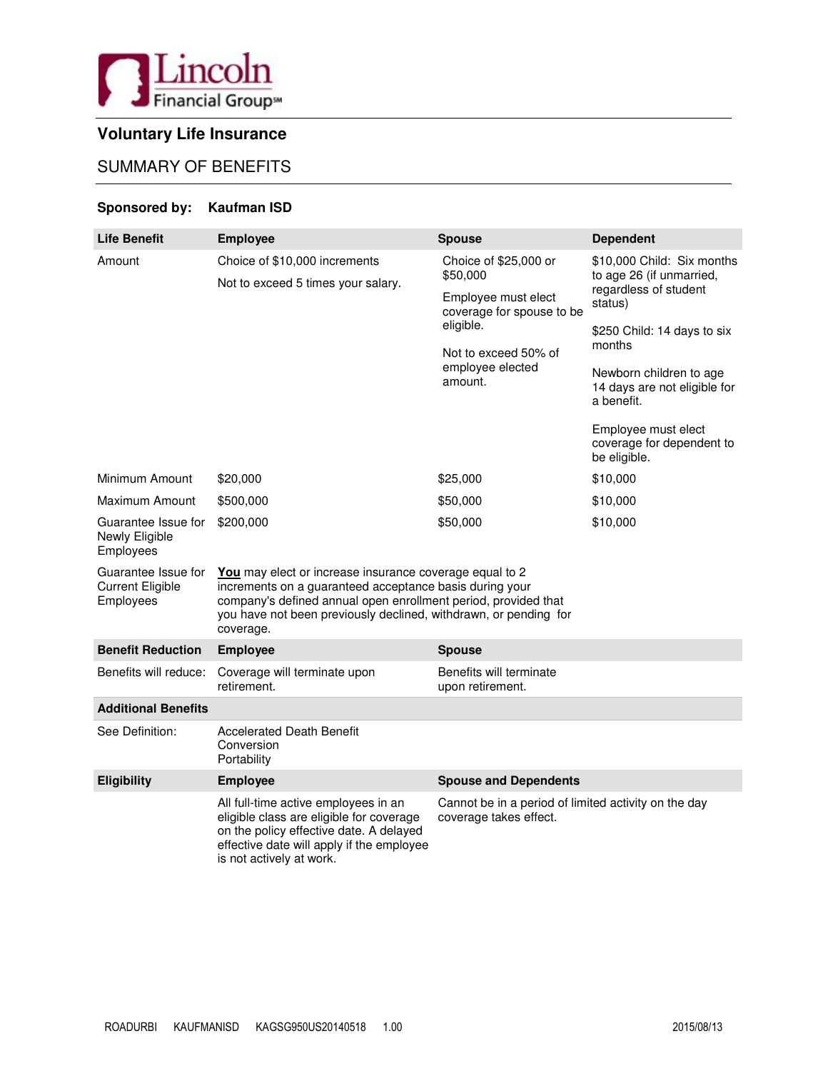Lincoln Financial Group℠

# Voluntary Life Insurance

## SUMMARY OF BENEFITS

**Sponsored by: Kaufman ISD**

| Life Benefit | Employee | Spouse | Dependent |
|---|---|---|---|
| Amount | Choice of $10,000 increments<br><br>Not to exceed 5 times your salary. | Choice of $25,000 or $50,000<br><br>Employee must elect coverage for spouse to be eligible.<br><br>Not to exceed 50% of employee elected amount. | $10,000 Child: Six months to age 26 (if unmarried, regardless of student status)<br><br>$250 Child: 14 days to six months<br><br>Newborn children to age 14 days are not eligible for a benefit.<br><br>Employee must elect coverage for dependent to be eligible. |
| Minimum Amount | $20,000 | $25,000 | $10,000 |
| Maximum Amount | $500,000 | $50,000 | $10,000 |
| Guarantee Issue for Newly Eligible Employees | $200,000 | $50,000 | $10,000 |
| Guarantee Issue for Current Eligible Employees | **You** may elect or increase insurance coverage equal to 2 increments on a guaranteed acceptance basis during your company's defined annual open enrollment period, provided that you have not been previously declined, withdrawn, or pending for coverage. | | |

| Benefit Reduction | Employee | Spouse |
|---|---|---|
| Benefits will reduce: | Coverage will terminate upon retirement. | Benefits will terminate upon retirement. |

| Additional Benefits | |
|---|---|
| See Definition: | Accelerated Death Benefit<br>Conversion<br>Portability |

| Eligibility | Employee | Spouse and Dependents |
|---|---|---|
| | All full-time active employees in an eligible class are eligible for coverage on the policy effective date. A delayed effective date will apply if the employee is not actively at work. | Cannot be in a period of limited activity on the day coverage takes effect. |

ROADURBI KAUFMANISD KAGSG950US20140518 1.00 2015/08/13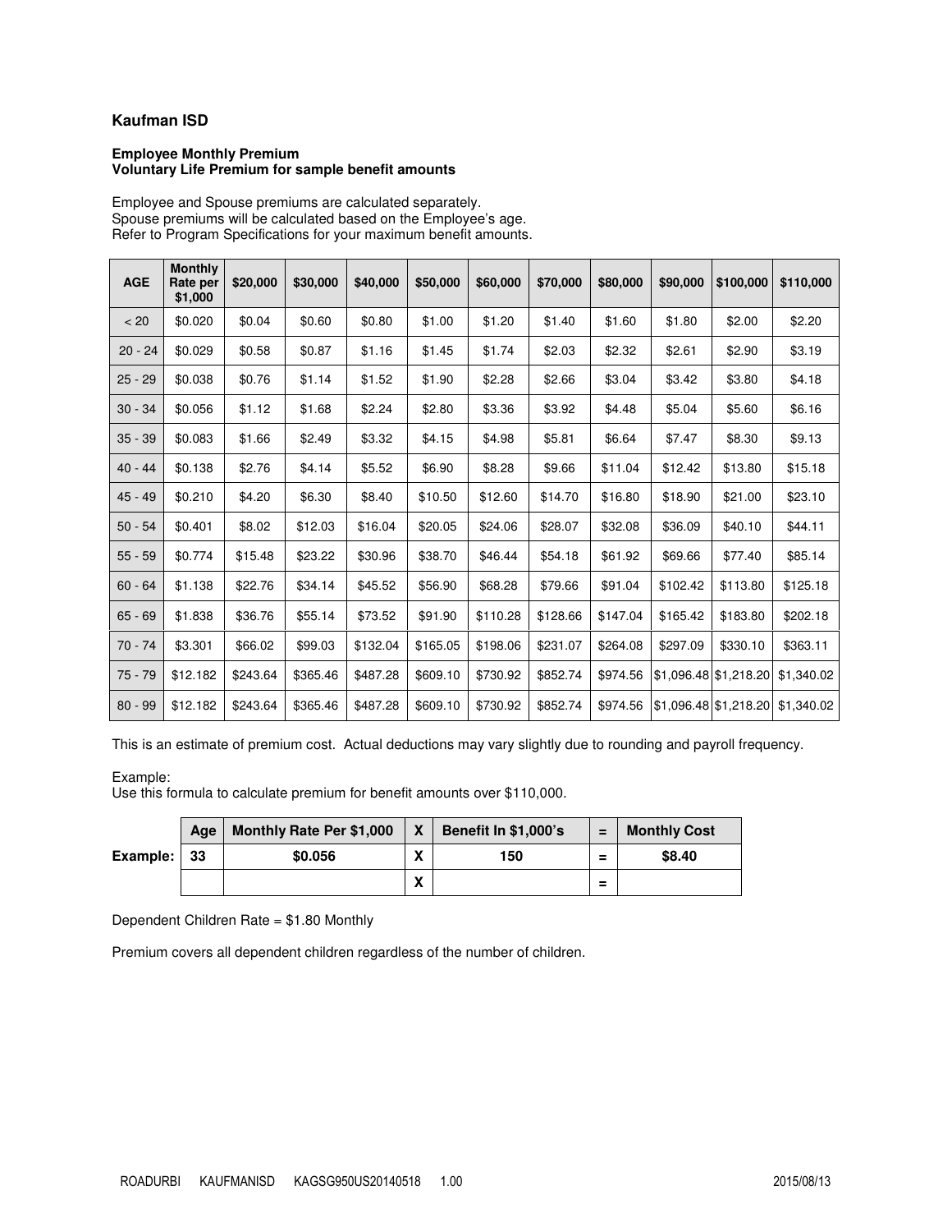## Kaufman ISD

**Employee Monthly Premium**
**Voluntary Life Premium for sample benefit amounts**

Employee and Spouse premiums are calculated separately.
Spouse premiums will be calculated based on the Employee's age.
Refer to Program Specifications for your maximum benefit amounts.

| AGE | Monthly Rate per $1,000 | $20,000 | $30,000 | $40,000 | $50,000 | $60,000 | $70,000 | $80,000 | $90,000 | $100,000 | $110,000 |
|---|---|---|---|---|---|---|---|---|---|---|---|
| < 20 | $0.020 | $0.04 | $0.60 | $0.80 | $1.00 | $1.20 | $1.40 | $1.60 | $1.80 | $2.00 | $2.20 |
| 20 - 24 | $0.029 | $0.58 | $0.87 | $1.16 | $1.45 | $1.74 | $2.03 | $2.32 | $2.61 | $2.90 | $3.19 |
| 25 - 29 | $0.038 | $0.76 | $1.14 | $1.52 | $1.90 | $2.28 | $2.66 | $3.04 | $3.42 | $3.80 | $4.18 |
| 30 - 34 | $0.056 | $1.12 | $1.68 | $2.24 | $2.80 | $3.36 | $3.92 | $4.48 | $5.04 | $5.60 | $6.16 |
| 35 - 39 | $0.083 | $1.66 | $2.49 | $3.32 | $4.15 | $4.98 | $5.81 | $6.64 | $7.47 | $8.30 | $9.13 |
| 40 - 44 | $0.138 | $2.76 | $4.14 | $5.52 | $6.90 | $8.28 | $9.66 | $11.04 | $12.42 | $13.80 | $15.18 |
| 45 - 49 | $0.210 | $4.20 | $6.30 | $8.40 | $10.50 | $12.60 | $14.70 | $16.80 | $18.90 | $21.00 | $23.10 |
| 50 - 54 | $0.401 | $8.02 | $12.03 | $16.04 | $20.05 | $24.06 | $28.07 | $32.08 | $36.09 | $40.10 | $44.11 |
| 55 - 59 | $0.774 | $15.48 | $23.22 | $30.96 | $38.70 | $46.44 | $54.18 | $61.92 | $69.66 | $77.40 | $85.14 |
| 60 - 64 | $1.138 | $22.76 | $34.14 | $45.52 | $56.90 | $68.28 | $79.66 | $91.04 | $102.42 | $113.80 | $125.18 |
| 65 - 69 | $1.838 | $36.76 | $55.14 | $73.52 | $91.90 | $110.28 | $128.66 | $147.04 | $165.42 | $183.80 | $202.18 |
| 70 - 74 | $3.301 | $66.02 | $99.03 | $132.04 | $165.05 | $198.06 | $231.07 | $264.08 | $297.09 | $330.10 | $363.11 |
| 75 - 79 | $12.182 | $243.64 | $365.46 | $487.28 | $609.10 | $730.92 | $852.74 | $974.56 | $1,096.48 | $1,218.20 | $1,340.02 |
| 80 - 99 | $12.182 | $243.64 | $365.46 | $487.28 | $609.10 | $730.92 | $852.74 | $974.56 | $1,096.48 | $1,218.20 | $1,340.02 |

This is an estimate of premium cost. Actual deductions may vary slightly due to rounding and payroll frequency.

Example:
Use this formula to calculate premium for benefit amounts over $110,000.

| | Age | Monthly Rate Per $1,000 | X | Benefit In $1,000's | = | Monthly Cost |
|---|---|---|---|---|---|---|
| **Example:** | 33 | $0.056 | X | 150 | = | $8.40 |
| | | | X | | = | |

Dependent Children Rate = $1.80 Monthly

Premium covers all dependent children regardless of the number of children.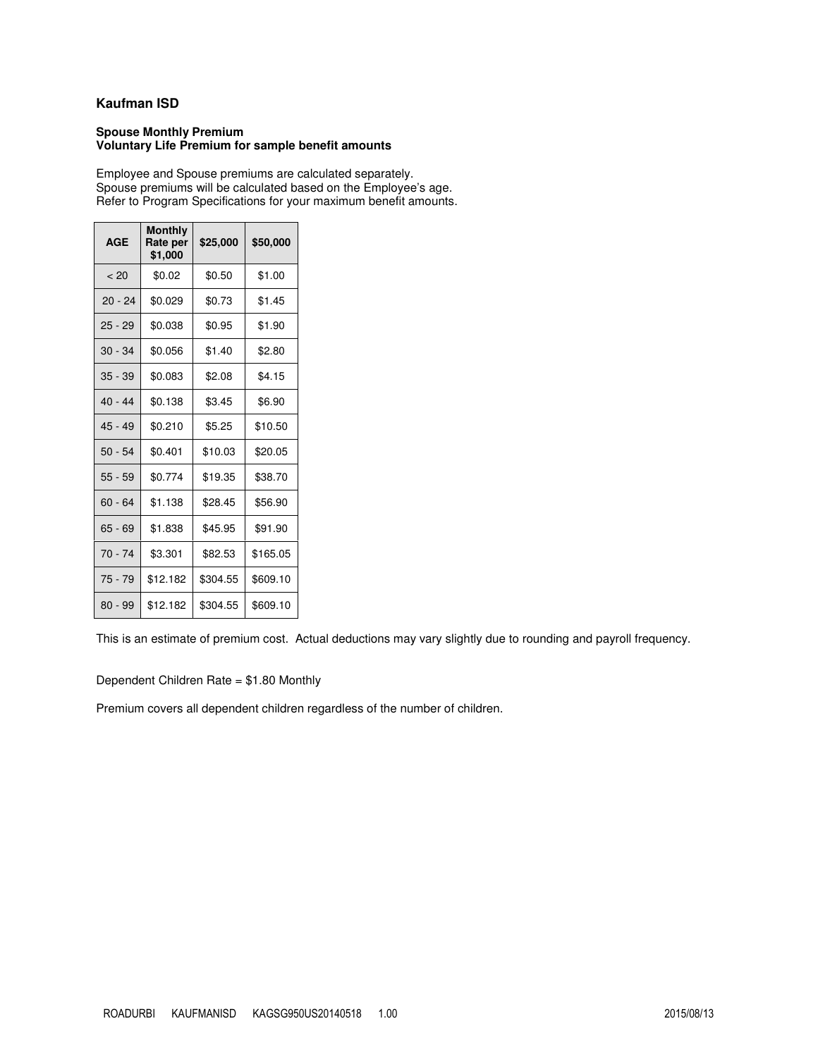## Kaufman ISD

**Spouse Monthly Premium**
**Voluntary Life Premium for sample benefit amounts**

Employee and Spouse premiums are calculated separately.
Spouse premiums will be calculated based on the Employee's age.
Refer to Program Specifications for your maximum benefit amounts.

| AGE | Monthly Rate per $1,000 | $25,000 | $50,000 |
|---|---|---|---|
| < 20 | $0.02 | $0.50 | $1.00 |
| 20 - 24 | $0.029 | $0.73 | $1.45 |
| 25 - 29 | $0.038 | $0.95 | $1.90 |
| 30 - 34 | $0.056 | $1.40 | $2.80 |
| 35 - 39 | $0.083 | $2.08 | $4.15 |
| 40 - 44 | $0.138 | $3.45 | $6.90 |
| 45 - 49 | $0.210 | $5.25 | $10.50 |
| 50 - 54 | $0.401 | $10.03 | $20.05 |
| 55 - 59 | $0.774 | $19.35 | $38.70 |
| 60 - 64 | $1.138 | $28.45 | $56.90 |
| 65 - 69 | $1.838 | $45.95 | $91.90 |
| 70 - 74 | $3.301 | $82.53 | $165.05 |
| 75 - 79 | $12.182 | $304.55 | $609.10 |
| 80 - 99 | $12.182 | $304.55 | $609.10 |

This is an estimate of premium cost. Actual deductions may vary slightly due to rounding and payroll frequency.

Dependent Children Rate = $1.80 Monthly

Premium covers all dependent children regardless of the number of children.

ROADURBI KAUFMANISD KAGSG950US20140518 1.00 2015/08/13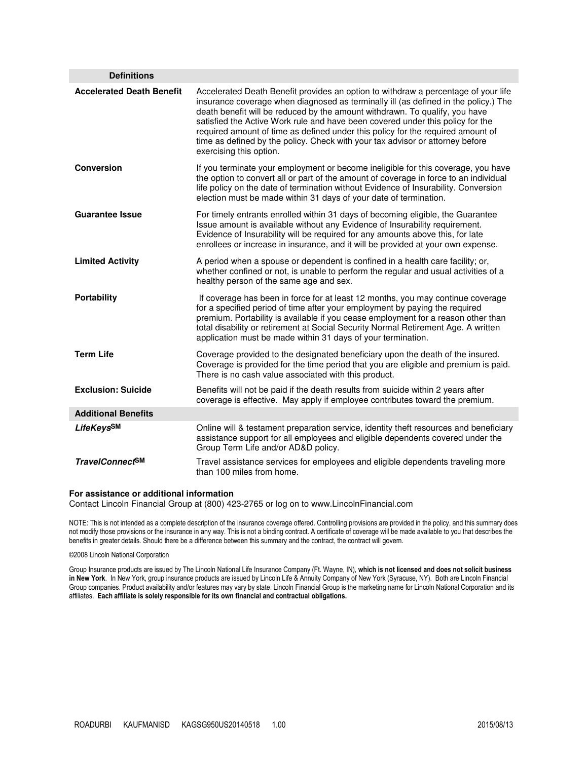| Definitions | |
|---|---|
| **Accelerated Death Benefit** | Accelerated Death Benefit provides an option to withdraw a percentage of your life insurance coverage when diagnosed as terminally ill (as defined in the policy.) The death benefit will be reduced by the amount withdrawn. To qualify, you have satisfied the Active Work rule and have been covered under this policy for the required amount of time as defined under this policy for the required amount of time as defined by the policy. Check with your tax advisor or attorney before exercising this option. |
| **Conversion** | If you terminate your employment or become ineligible for this coverage, you have the option to convert all or part of the amount of coverage in force to an individual life policy on the date of termination without Evidence of Insurability. Conversion election must be made within 31 days of your date of termination. |
| **Guarantee Issue** | For timely entrants enrolled within 31 days of becoming eligible, the Guarantee Issue amount is available without any Evidence of Insurability requirement. Evidence of Insurability will be required for any amounts above this, for late enrollees or increase in insurance, and it will be provided at your own expense. |
| **Limited Activity** | A period when a spouse or dependent is confined in a health care facility; or, whether confined or not, is unable to perform the regular and usual activities of a healthy person of the same age and sex. |
| **Portability** | If coverage has been in force for at least 12 months, you may continue coverage for a specified period of time after your employment by paying the required premium. Portability is available if you cease employment for a reason other than total disability or retirement at Social Security Normal Retirement Age. A written application must be made within 31 days of your termination. |
| **Term Life** | Coverage provided to the designated beneficiary upon the death of the insured. Coverage is provided for the time period that you are eligible and premium is paid. There is no cash value associated with this product. |
| **Exclusion: Suicide** | Benefits will not be paid if the death results from suicide within 2 years after coverage is effective. May apply if employee contributes toward the premium. |
| **Additional Benefits** | |
| ***LifeKeys℠*** | Online will & testament preparation service, identity theft resources and beneficiary assistance support for all employees and eligible dependents covered under the Group Term Life and/or AD&D policy. |
| ***TravelConnect℠*** | Travel assistance services for employees and eligible dependents traveling more than 100 miles from home. |

**For assistance or additional information**

Contact Lincoln Financial Group at (800) 423-2765 or log on to www.LincolnFinancial.com

NOTE: This is not intended as a complete description of the insurance coverage offered. Controlling provisions are provided in the policy, and this summary does not modify those provisions or the insurance in any way. This is not a binding contract. A certificate of coverage will be made available to you that describes the benefits in greater details. Should there be a difference between this summary and the contract, the contract will govern.

©2008 Lincoln National Corporation

Group Insurance products are issued by The Lincoln National Life Insurance Company (Ft. Wayne, IN), **which is not licensed and does not solicit business in New York**. In New York, group insurance products are issued by Lincoln Life & Annuity Company of New York (Syracuse, NY). Both are Lincoln Financial Group companies. Product availability and/or features may vary by state. Lincoln Financial Group is the marketing name for Lincoln National Corporation and its affiliates. **Each affiliate is solely responsible for its own financial and contractual obligations.**

ROADURBI KAUFMANISD KAGSG950US20140518 1.00 2015/08/13